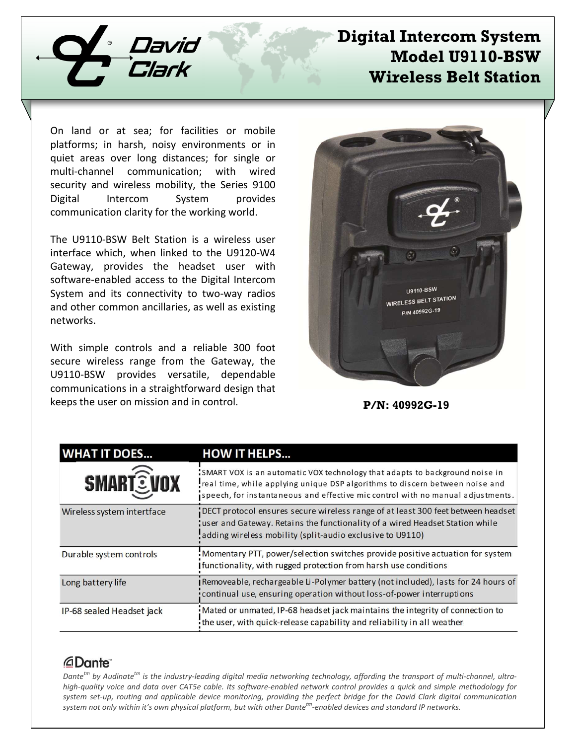# Digital Intercom System Model U9110-BSW Wireless Belt Station

On land or at sea; for facilities or mobile platforms; in harsh, noisy environments or in quiet areas over long distances; for single or multi-channel communication; with wired security and wireless mobility, the Series 9100 Digital Intercom System provides communication clarity for the working world.

The U9110-BSW Belt Station is a wireless user interface which, when linked to the U9120-W4 Gateway, provides the headset user with software-enabled access to the Digital Intercom System and its connectivity to two-way radios and other common ancillaries, as well as existing networks.

With simple controls and a reliable 300 foot secure wireless range from the Gateway, the U9110-BSW provides versatile, dependable communications in a straightforward design that keeps the user on mission and in control.

**P/N: 40992G-19**

| WHAT IT DOES... | HOW IT HELPS... |
| --- | --- |
| SMART VOX | SMART VOX is an automatic VOX technology that adapts to background noise in real time, while applying unique DSP algorithms to discern between noise and speech, for instantaneous and effective mic control with no manual adjustments. |
| Wireless system intertface | DECT protocol ensures secure wireless range of at least 300 feet between headset user and Gateway. Retains the functionality of a wired Headset Station while adding wireless mobility (split-audio exclusive to U9110) |
| Durable system controls | Momentary PTT, power/selection switches provide positive actuation for system functionality, with rugged protection from harsh use conditions |
| Long battery life | Removeable, rechargeable Li-Polymer battery (not included), lasts for 24 hours of continual use, ensuring operation without loss-of-power interruptions |
| IP-68 sealed Headset jack | Mated or unmated, IP-68 headset jack maintains the integrity of connection to the user, with quick-release capability and reliability in all weather |

**Dante™**

*Dante™ by Audinate™ is the industry-leading digital media networking technology, affording the transport of multi-channel, ultra-high-quality voice and data over CAT5e cable. Its software-enabled network control provides a quick and simple methodology for system set-up, routing and applicable device monitoring, providing the perfect bridge for the David Clark digital communication system not only within it's own physical platform, but with other Dante™-enabled devices and standard IP networks.*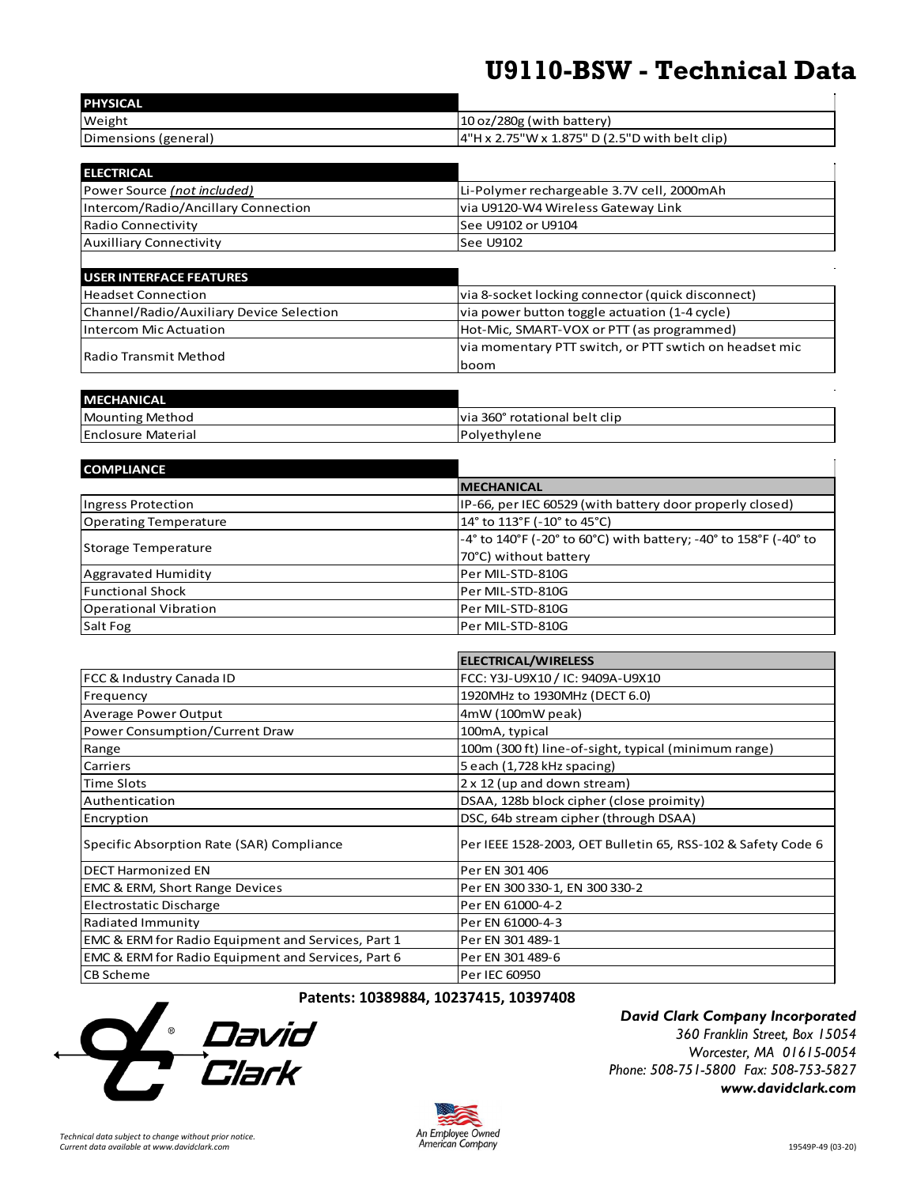# U9110-BSW - Technical Data

| PHYSICAL | |
|---|---|
| Weight | 10 oz/280g (with battery) |
| Dimensions (general) | 4"H x 2.75"W x 1.875" D (2.5"D with belt clip) |

| ELECTRICAL | |
|---|---|
| Power Source *(not included)* | Li-Polymer rechargeable 3.7V cell, 2000mAh |
| Intercom/Radio/Ancillary Connection | via U9120-W4 Wireless Gateway Link |
| Radio Connectivity | See U9102 or U9104 |
| Auxilliary Connectivity | See U9102 |

| USER INTERFACE FEATURES | |
|---|---|
| Headset Connection | via 8-socket locking connector (quick disconnect) |
| Channel/Radio/Auxiliary Device Selection | via power button toggle actuation (1-4 cycle) |
| Intercom Mic Actuation | Hot-Mic, SMART-VOX or PTT (as programmed) |
| Radio Transmit Method | via momentary PTT switch, or PTT swtich on headset mic boom |

| MECHANICAL | |
|---|---|
| Mounting Method | via 360° rotational belt clip |
| Enclosure Material | Polyethylene |

| COMPLIANCE | |
|---|---|
| | **MECHANICAL** |
| Ingress Protection | IP-66, per IEC 60529 (with battery door properly closed) |
| Operating Temperature | 14° to 113°F (-10° to 45°C) |
| Storage Temperature | -4° to 140°F (-20° to 60°C) with battery; -40° to 158°F (-40° to 70°C) without battery |
| Aggravated Humidity | Per MIL-STD-810G |
| Functional Shock | Per MIL-STD-810G |
| Operational Vibration | Per MIL-STD-810G |
| Salt Fog | Per MIL-STD-810G |

| | ELECTRICAL/WIRELESS |
|---|---|
| FCC & Industry Canada ID | FCC: Y3J-U9X10 / IC: 9409A-U9X10 |
| Frequency | 1920MHz to 1930MHz (DECT 6.0) |
| Average Power Output | 4mW (100mW peak) |
| Power Consumption/Current Draw | 100mA, typical |
| Range | 100m (300 ft) line-of-sight, typical (minimum range) |
| Carriers | 5 each (1,728 kHz spacing) |
| Time Slots | 2 x 12 (up and down stream) |
| Authentication | DSAA, 128b block cipher (close proimity) |
| Encryption | DSC, 64b stream cipher (through DSAA) |
| Specific Absorption Rate (SAR) Compliance | Per IEEE 1528-2003, OET Bulletin 65, RSS-102 & Safety Code 6 |
| DECT Harmonized EN | Per EN 301 406 |
| EMC & ERM, Short Range Devices | Per EN 300 330-1, EN 300 330-2 |
| Electrostatic Discharge | Per EN 61000-4-2 |
| Radiated Immunity | Per EN 61000-4-3 |
| EMC & ERM for Radio Equipment and Services, Part 1 | Per EN 301 489-1 |
| EMC & ERM for Radio Equipment and Services, Part 6 | Per EN 301 489-6 |
| CB Scheme | Per IEC 60950 |

**Patents: 10389884, 10237415, 10397408**

***David Clark Company Incorporated***
*360 Franklin Street, Box 15054*
*Worcester, MA 01615-0054*
*Phone: 508-751-5800 Fax: 508-753-5827*
***www.davidclark.com***

An Employee Owned American Company

*Technical data subject to change without prior notice.*
*Current data available at www.davidclark.com*

19549P-49 (03-20)